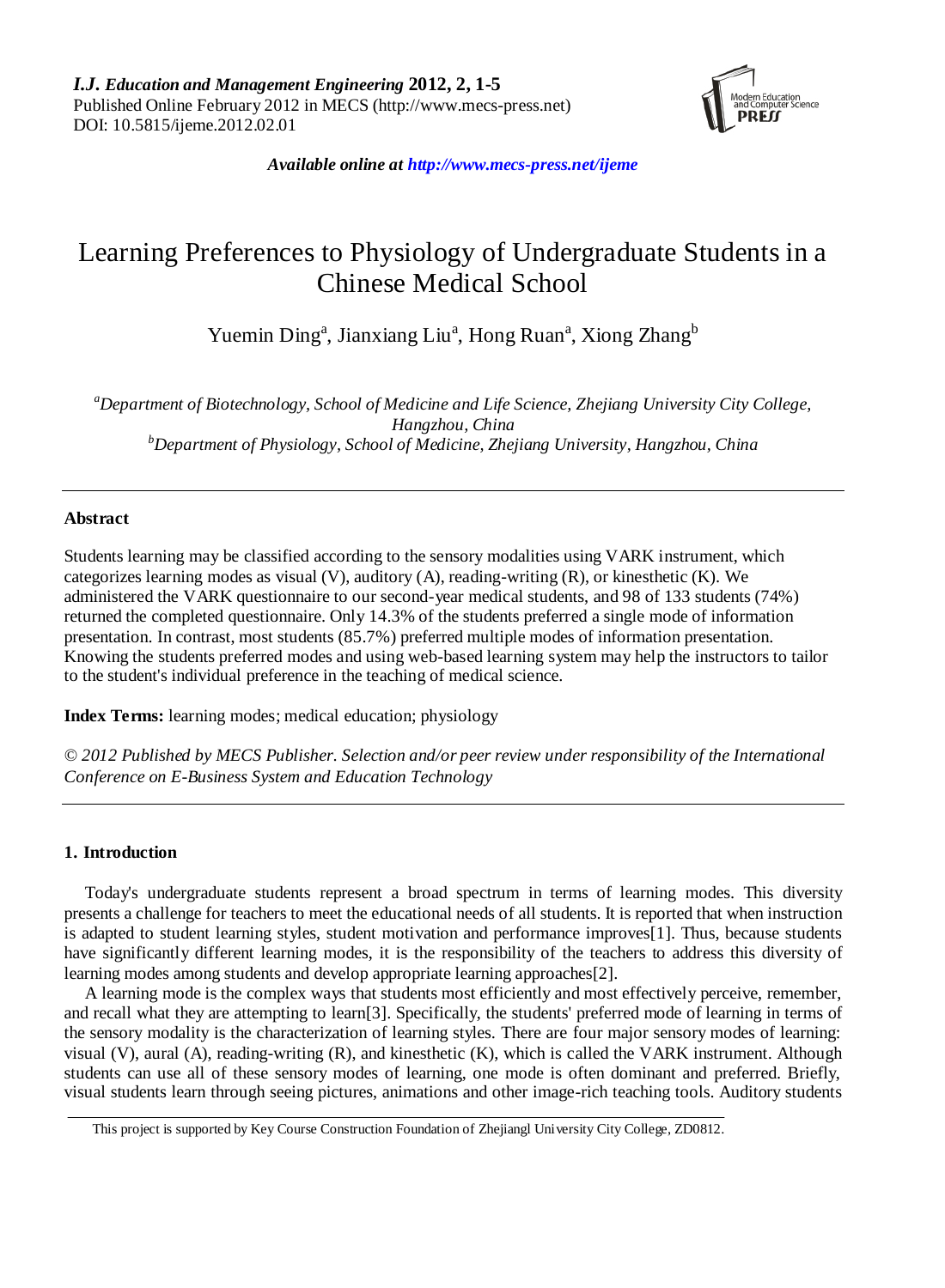*I.J. Education and Management Engineering* **2012, 2, 1-5**
Published Online February 2012 in MECS (http://www.mecs-press.net)
DOI: 10.5815/ijeme.2012.02.01

***Available online at http://www.mecs-press.net/ijeme***

# Learning Preferences to Physiology of Undergraduate Students in a Chinese Medical School

Yuemin Ding[a], Jianxiang Liu[a], Hong Ruan[a], Xiong Zhang[b]

[a]*Department of Biotechnology, School of Medicine and Life Science, Zhejiang University City College, Hangzhou, China*
[b]*Department of Physiology, School of Medicine, Zhejiang University, Hangzhou, China*

---

### Abstract

Students learning may be classified according to the sensory modalities using VARK instrument, which categorizes learning modes as visual (V), auditory (A), reading-writing (R), or kinesthetic (K). We administered the VARK questionnaire to our second-year medical students, and 98 of 133 students (74%) returned the completed questionnaire. Only 14.3% of the students preferred a single mode of information presentation. In contrast, most students (85.7%) preferred multiple modes of information presentation. Knowing the students preferred modes and using web-based learning system may help the instructors to tailor to the student's individual preference in the teaching of medical science.

**Index Terms:** learning modes; medical education; physiology

*© 2012 Published by MECS Publisher. Selection and/or peer review under responsibility of the International Conference on E-Business System and Education Technology*

---

### 1. Introduction

Today's undergraduate students represent a broad spectrum in terms of learning modes. This diversity presents a challenge for teachers to meet the educational needs of all students. It is reported that when instruction is adapted to student learning styles, student motivation and performance improves[1]. Thus, because students have significantly different learning modes, it is the responsibility of the teachers to address this diversity of learning modes among students and develop appropriate learning approaches[2].

A learning mode is the complex ways that students most efficiently and most effectively perceive, remember, and recall what they are attempting to learn[3]. Specifically, the students' preferred mode of learning in terms of the sensory modality is the characterization of learning styles. There are four major sensory modes of learning: visual (V), aural (A), reading-writing (R), and kinesthetic (K), which is called the VARK instrument. Although students can use all of these sensory modes of learning, one mode is often dominant and preferred. Briefly, visual students learn through seeing pictures, animations and other image-rich teaching tools. Auditory students

---

This project is supported by Key Course Construction Foundation of Zhejiangl University City College, ZD0812.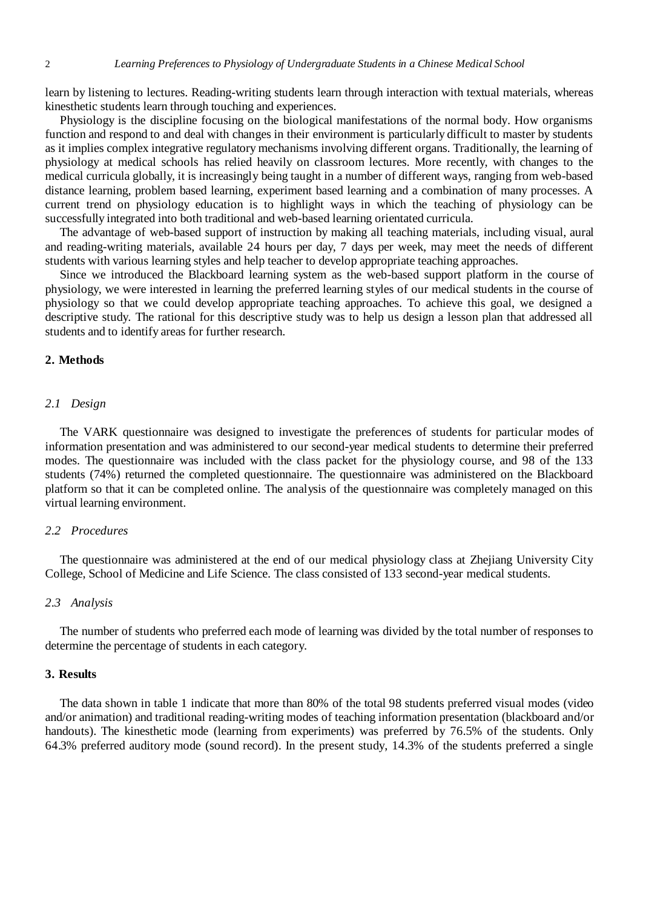learn by listening to lectures. Reading-writing students learn through interaction with textual materials, whereas kinesthetic students learn through touching and experiences.

Physiology is the discipline focusing on the biological manifestations of the normal body. How organisms function and respond to and deal with changes in their environment is particularly difficult to master by students as it implies complex integrative regulatory mechanisms involving different organs. Traditionally, the learning of physiology at medical schools has relied heavily on classroom lectures. More recently, with changes to the medical curricula globally, it is increasingly being taught in a number of different ways, ranging from web-based distance learning, problem based learning, experiment based learning and a combination of many processes. A current trend on physiology education is to highlight ways in which the teaching of physiology can be successfully integrated into both traditional and web-based learning orientated curricula.

The advantage of web-based support of instruction by making all teaching materials, including visual, aural and reading-writing materials, available 24 hours per day, 7 days per week, may meet the needs of different students with various learning styles and help teacher to develop appropriate teaching approaches.

Since we introduced the Blackboard learning system as the web-based support platform in the course of physiology, we were interested in learning the preferred learning styles of our medical students in the course of physiology so that we could develop appropriate teaching approaches. To achieve this goal, we designed a descriptive study. The rational for this descriptive study was to help us design a lesson plan that addressed all students and to identify areas for further research.

## 2. Methods

### *2.1 Design*

The VARK questionnaire was designed to investigate the preferences of students for particular modes of information presentation and was administered to our second-year medical students to determine their preferred modes. The questionnaire was included with the class packet for the physiology course, and 98 of the 133 students (74%) returned the completed questionnaire. The questionnaire was administered on the Blackboard platform so that it can be completed online. The analysis of the questionnaire was completely managed on this virtual learning environment.

### *2.2 Procedures*

The questionnaire was administered at the end of our medical physiology class at Zhejiang University City College, School of Medicine and Life Science. The class consisted of 133 second-year medical students.

### *2.3 Analysis*

The number of students who preferred each mode of learning was divided by the total number of responses to determine the percentage of students in each category.

## 3. Results

The data shown in table 1 indicate that more than 80% of the total 98 students preferred visual modes (video and/or animation) and traditional reading-writing modes of teaching information presentation (blackboard and/or handouts). The kinesthetic mode (learning from experiments) was preferred by 76.5% of the students. Only 64.3% preferred auditory mode (sound record). In the present study, 14.3% of the students preferred a single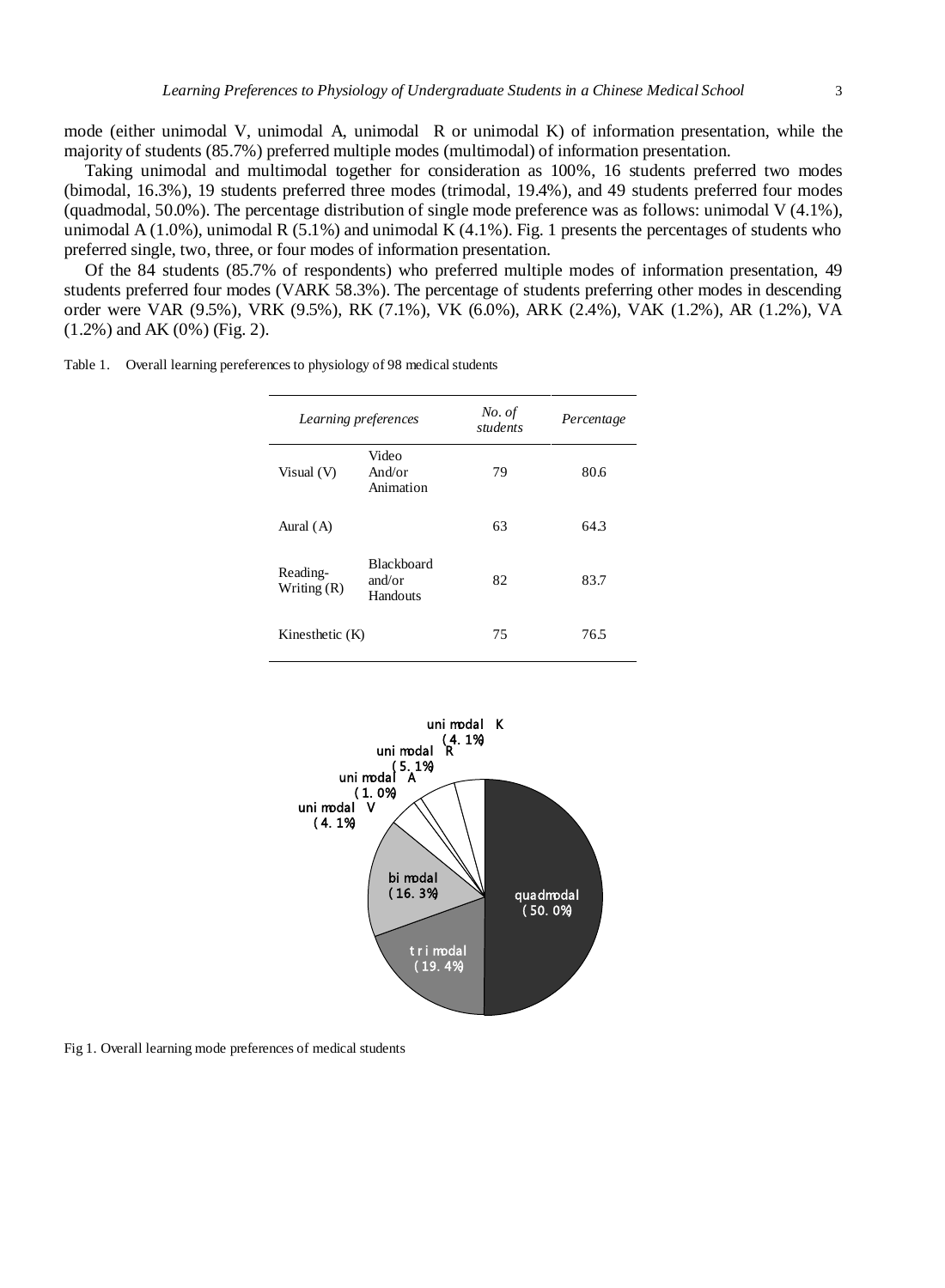mode (either unimodal V, unimodal A, unimodal R or unimodal K) of information presentation, while the majority of students (85.7%) preferred multiple modes (multimodal) of information presentation.

Taking unimodal and multimodal together for consideration as 100%, 16 students preferred two modes (bimodal, 16.3%), 19 students preferred three modes (trimodal, 19.4%), and 49 students preferred four modes (quadmodal, 50.0%). The percentage distribution of single mode preference was as follows: unimodal V (4.1%), unimodal A (1.0%), unimodal R (5.1%) and unimodal K (4.1%). Fig. 1 presents the percentages of students who preferred single, two, three, or four modes of information presentation.

Of the 84 students (85.7% of respondents) who preferred multiple modes of information presentation, 49 students preferred four modes (VARK 58.3%). The percentage of students preferring other modes in descending order were VAR (9.5%), VRK (9.5%), RK (7.1%), VK (6.0%), ARK (2.4%), VAK (1.2%), AR (1.2%), VA (1.2%) and AK (0%) (Fig. 2).

Table 1. Overall learning pereferences to physiology of 98 medical students

| *Learning preferences* | | *No. of students* | *Percentage* |
|---|---|---|---|
| Visual (V) | Video And/or Animation | 79 | 80.6 |
| Aural (A) | | 63 | 64.3 |
| Reading-Writing (R) | Blackboard and/or Handouts | 82 | 83.7 |
| Kinesthetic (K) | | 75 | 76.5 |

unimodal K (4.1%)
unimodal R (5.1%)
unimodal A (1.0%)
unimodal V (4.1%)
bimodal (16.3%)
trimodal (19.4%)
quadmodal (50.0%)

Fig 1. Overall learning mode preferences of medical students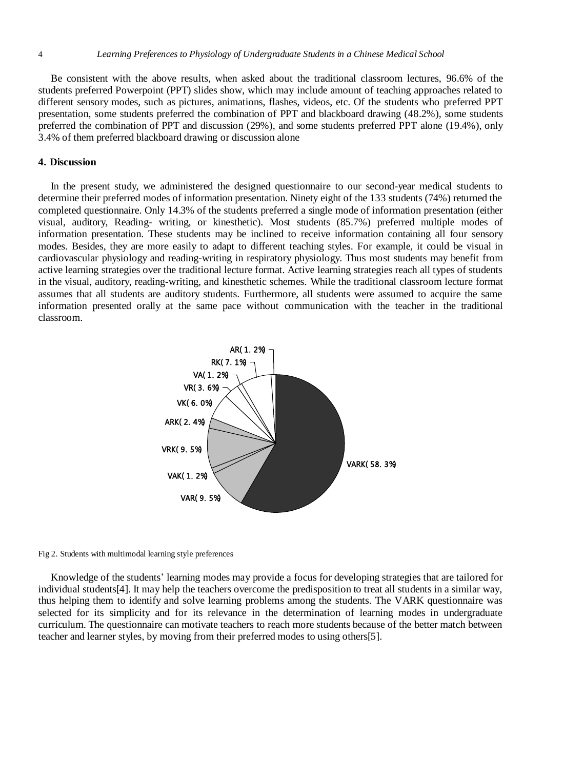Be consistent with the above results, when asked about the traditional classroom lectures, 96.6% of the students preferred Powerpoint (PPT) slides show, which may include amount of teaching approaches related to different sensory modes, such as pictures, animations, flashes, videos, etc. Of the students who preferred PPT presentation, some students preferred the combination of PPT and blackboard drawing (48.2%), some students preferred the combination of PPT and discussion (29%), and some students preferred PPT alone (19.4%), only 3.4% of them preferred blackboard drawing or discussion alone

## 4. Discussion

In the present study, we administered the designed questionnaire to our second-year medical students to determine their preferred modes of information presentation. Ninety eight of the 133 students (74%) returned the completed questionnaire. Only 14.3% of the students preferred a single mode of information presentation (either visual, auditory, Reading- writing, or kinesthetic). Most students (85.7%) preferred multiple modes of information presentation. These students may be inclined to receive information containing all four sensory modes. Besides, they are more easily to adapt to different teaching styles. For example, it could be visual in cardiovascular physiology and reading-writing in respiratory physiology. Thus most students may benefit from active learning strategies over the traditional lecture format. Active learning strategies reach all types of students in the visual, auditory, reading-writing, and kinesthetic schemes. While the traditional classroom lecture format assumes that all students are auditory students. Furthermore, all students were assumed to acquire the same information presented orally at the same pace without communication with the teacher in the traditional classroom.

AR( 1. 2%)
RK( 7. 1%)
VA( 1. 2%)
VR( 3. 6%)
VK( 6. 0%)
ARK( 2. 4%)
VRK( 9. 5%)
VAK( 1. 2%)
VAR( 9. 5%)
VARK( 58. 3%)

Fig 2. Students with multimodal learning style preferences

Knowledge of the students' learning modes may provide a focus for developing strategies that are tailored for individual students[4]. It may help the teachers overcome the predisposition to treat all students in a similar way, thus helping them to identify and solve learning problems among the students. The VARK questionnaire was selected for its simplicity and for its relevance in the determination of learning modes in undergraduate curriculum. The questionnaire can motivate teachers to reach more students because of the better match between teacher and learner styles, by moving from their preferred modes to using others[5].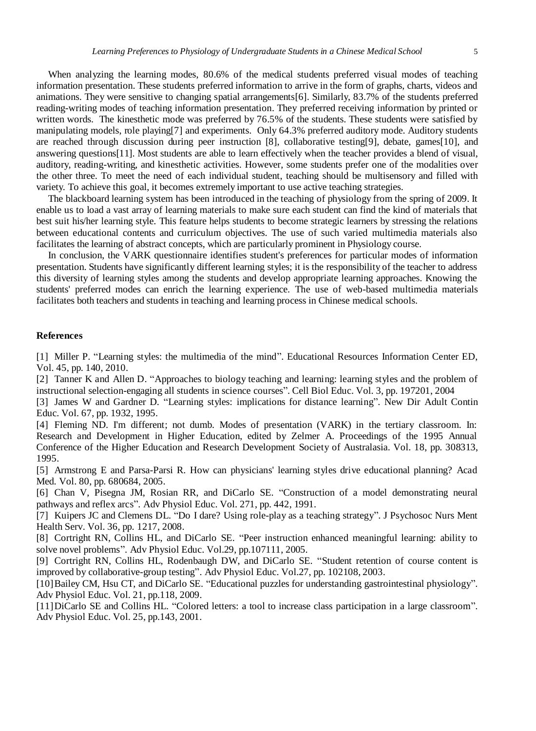When analyzing the learning modes, 80.6% of the medical students preferred visual modes of teaching information presentation. These students preferred information to arrive in the form of graphs, charts, videos and animations. They were sensitive to changing spatial arrangements[6]. Similarly, 83.7% of the students preferred reading-writing modes of teaching information presentation. They preferred receiving information by printed or written words. The kinesthetic mode was preferred by 76.5% of the students. These students were satisfied by manipulating models, role playing[7] and experiments. Only 64.3% preferred auditory mode. Auditory students are reached through discussion during peer instruction [8], collaborative testing[9], debate, games[10], and answering questions[11]. Most students are able to learn effectively when the teacher provides a blend of visual, auditory, reading-writing, and kinesthetic activities. However, some students prefer one of the modalities over the other three. To meet the need of each individual student, teaching should be multisensory and filled with variety. To achieve this goal, it becomes extremely important to use active teaching strategies.

The blackboard learning system has been introduced in the teaching of physiology from the spring of 2009. It enable us to load a vast array of learning materials to make sure each student can find the kind of materials that best suit his/her learning style. This feature helps students to become strategic learners by stressing the relations between educational contents and curriculum objectives. The use of such varied multimedia materials also facilitates the learning of abstract concepts, which are particularly prominent in Physiology course.

In conclusion, the VARK questionnaire identifies student's preferences for particular modes of information presentation. Students have significantly different learning styles; it is the responsibility of the teacher to address this diversity of learning styles among the students and develop appropriate learning approaches. Knowing the students' preferred modes can enrich the learning experience. The use of web-based multimedia materials facilitates both teachers and students in teaching and learning process in Chinese medical schools.

## References

[1] Miller P. "Learning styles: the multimedia of the mind". Educational Resources Information Center ED, Vol. 45, pp. 140, 2010.

[2] Tanner K and Allen D. "Approaches to biology teaching and learning: learning styles and the problem of instructional selection-engaging all students in science courses". Cell Biol Educ. Vol. 3, pp. 197201, 2004

[3] James W and Gardner D. "Learning styles: implications for distance learning". New Dir Adult Contin Educ. Vol. 67, pp. 1932, 1995.

[4] Fleming ND. I'm different; not dumb. Modes of presentation (VARK) in the tertiary classroom. In: Research and Development in Higher Education, edited by Zelmer A. Proceedings of the 1995 Annual Conference of the Higher Education and Research Development Society of Australasia. Vol. 18, pp. 308313, 1995.

[5] Armstrong E and Parsa-Parsi R. How can physicians' learning styles drive educational planning? Acad Med. Vol. 80, pp. 680684, 2005.

[6] Chan V, Pisegna JM, Rosian RR, and DiCarlo SE. "Construction of a model demonstrating neural pathways and reflex arcs". Adv Physiol Educ. Vol. 271, pp. 442, 1991.

[7] Kuipers JC and Clemens DL. "Do I dare? Using role-play as a teaching strategy". J Psychosoc Nurs Ment Health Serv. Vol. 36, pp. 1217, 2008.

[8] Cortright RN, Collins HL, and DiCarlo SE. "Peer instruction enhanced meaningful learning: ability to solve novel problems". Adv Physiol Educ. Vol.29, pp.107111, 2005.

[9] Cortright RN, Collins HL, Rodenbaugh DW, and DiCarlo SE. "Student retention of course content is improved by collaborative-group testing". Adv Physiol Educ. Vol.27, pp. 102108, 2003.

[10] Bailey CM, Hsu CT, and DiCarlo SE. "Educational puzzles for understanding gastrointestinal physiology". Adv Physiol Educ. Vol. 21, pp.118, 2009.

[11] DiCarlo SE and Collins HL. "Colored letters: a tool to increase class participation in a large classroom". Adv Physiol Educ. Vol. 25, pp.143, 2001.